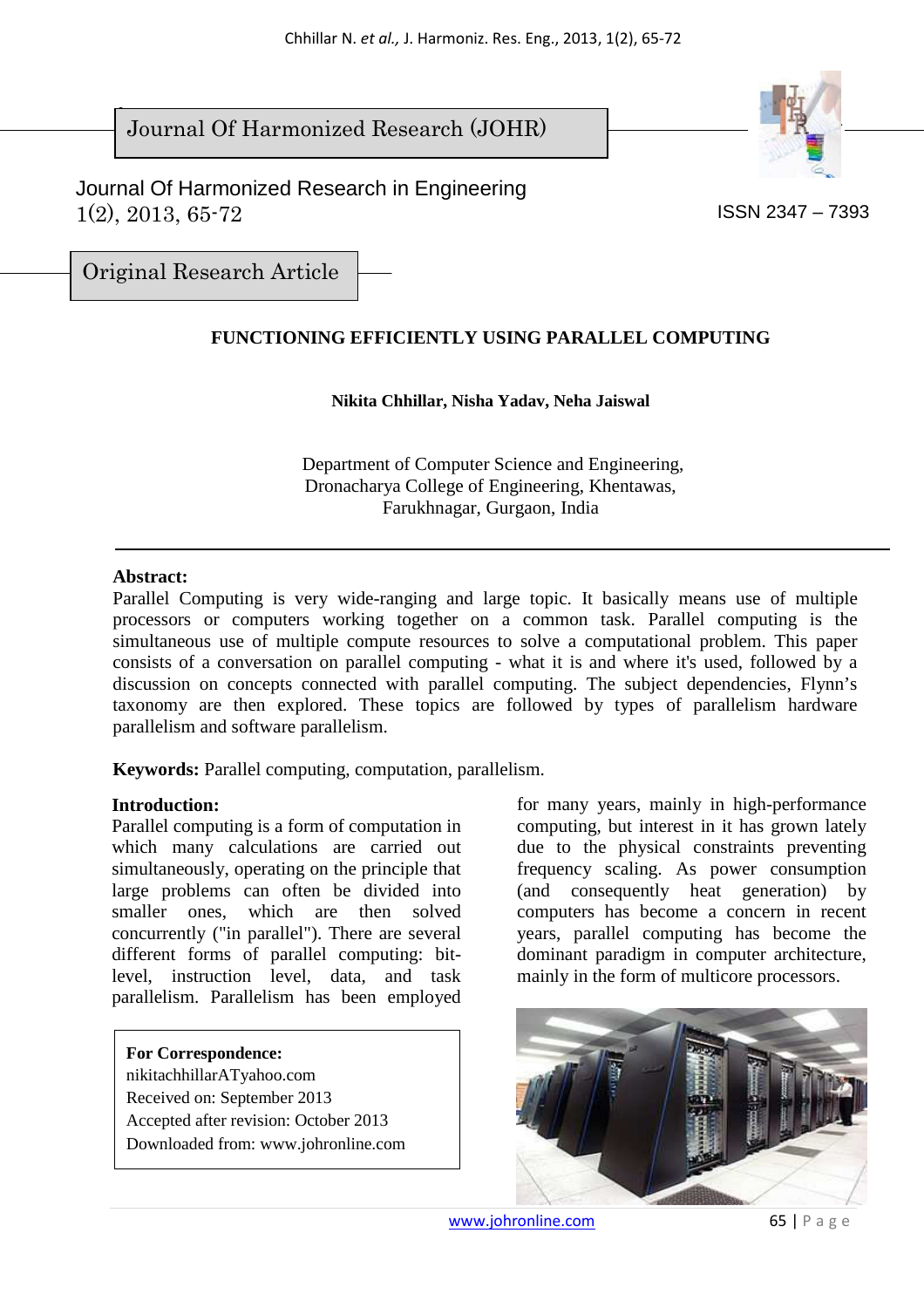Journal Of Harmonized Research (JOHR)

Journal Of Harmonized Research in Engineering
1(2), 2013, 65-72

ISSN 2347 – 7393

Original Research Article

# FUNCTIONING EFFICIENTLY USING PARALLEL COMPUTING

**Nikita Chhillar, Nisha Yadav, Neha Jaiswal**

Department of Computer Science and Engineering,
Dronacharya College of Engineering, Khentawas,
Farukhnagar, Gurgaon, India

**Abstract:**
Parallel Computing is very wide-ranging and large topic. It basically means use of multiple processors or computers working together on a common task. Parallel computing is the simultaneous use of multiple compute resources to solve a computational problem. This paper consists of a conversation on parallel computing - what it is and where it's used, followed by a discussion on concepts connected with parallel computing. The subject dependencies, Flynn's taxonomy are then explored. These topics are followed by types of parallelism hardware parallelism and software parallelism.

**Keywords:** Parallel computing, computation, parallelism.

**Introduction:**
Parallel computing is a form of computation in which many calculations are carried out simultaneously, operating on the principle that large problems can often be divided into smaller ones, which are then solved concurrently ("in parallel"). There are several different forms of parallel computing: bit-level, instruction level, data, and task parallelism. Parallelism has been employed for many years, mainly in high-performance computing, but interest in it has grown lately due to the physical constraints preventing frequency scaling. As power consumption (and consequently heat generation) by computers has become a concern in recent years, parallel computing has become the dominant paradigm in computer architecture, mainly in the form of multicore processors.

**For Correspondence:**
nikitachhillarATyahoo.com
Received on: September 2013
Accepted after revision: October 2013
Downloaded from: www.johronline.com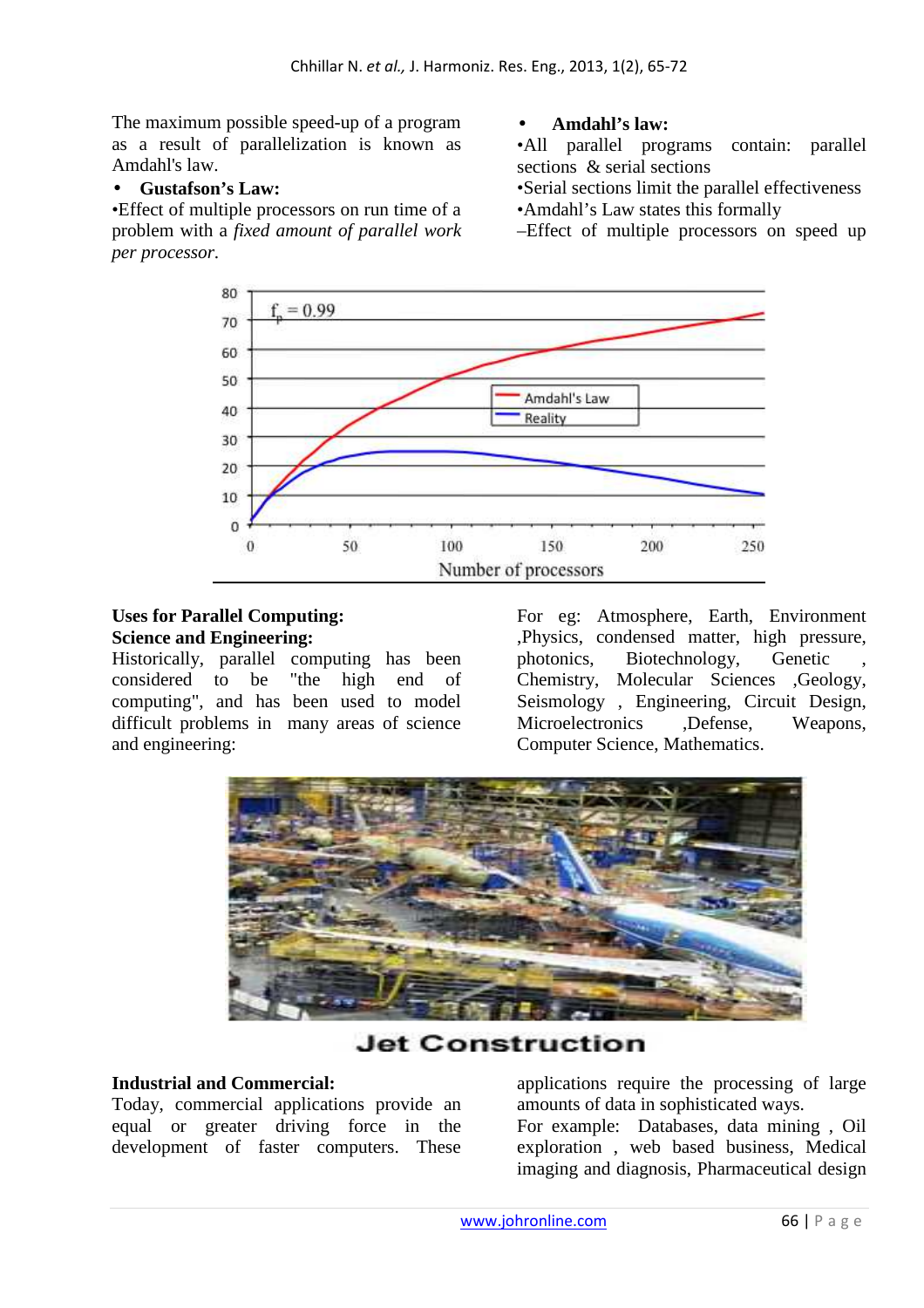The maximum possible speed-up of a program as a result of parallelization is known as Amdahl's law.

- **Gustafson's Law:**

•Effect of multiple processors on run time of a problem with a *fixed amount of parallel work per processor*.

- **Amdahl's law:**

•All parallel programs contain: parallel sections & serial sections

•Serial sections limit the parallel effectiveness

•Amdahl's Law states this formally

–Effect of multiple processors on speed up

**Uses for Parallel Computing:**

**Science and Engineering:**

Historically, parallel computing has been considered to be "the high end of computing", and has been used to model difficult problems in many areas of science and engineering:

For eg: Atmosphere, Earth, Environment ,Physics, condensed matter, high pressure, photonics, Biotechnology, Genetic , Chemistry, Molecular Sciences ,Geology, Seismology , Engineering, Circuit Design, Microelectronics ,Defense, Weapons, Computer Science, Mathematics.

Jet Construction

**Industrial and Commercial:**

Today, commercial applications provide an equal or greater driving force in the development of faster computers. These applications require the processing of large amounts of data in sophisticated ways.

For example: Databases, data mining , Oil exploration , web based business, Medical imaging and diagnosis, Pharmaceutical design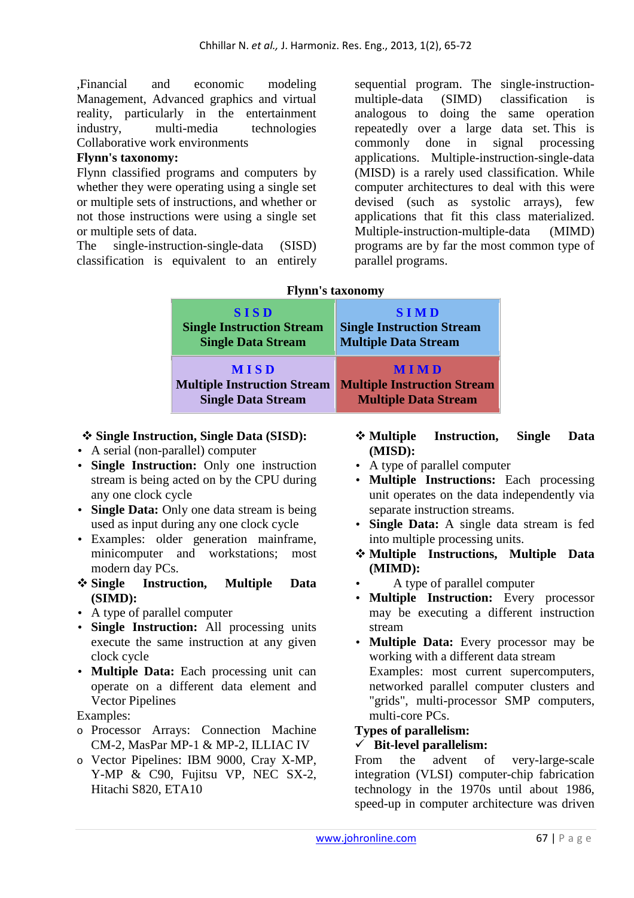,Financial and economic modeling Management, Advanced graphics and virtual reality, particularly in the entertainment industry, multi-media technologies Collaborative work environments

**Flynn's taxonomy:**

Flynn classified programs and computers by whether they were operating using a single set or multiple sets of instructions, and whether or not those instructions were using a single set or multiple sets of data.

The single-instruction-single-data (SISD) classification is equivalent to an entirely sequential program. The single-instruction-multiple-data (SIMD) classification is analogous to doing the same operation repeatedly over a large data set. This is commonly done in signal processing applications. Multiple-instruction-single-data (MISD) is a rarely used classification. While computer architectures to deal with this were devised (such as systolic arrays), few applications that fit this class materialized. Multiple-instruction-multiple-data (MIMD) programs are by far the most common type of parallel programs.

**Flynn's taxonomy**

| **SISD**<br>**Single Instruction Stream**<br>**Single Data Stream** | **SIMD**<br>**Single Instruction Stream**<br>**Multiple Data Stream** |
|---|---|
| **MISD**<br>**Multiple Instruction Stream**<br>**Single Data Stream** | **MIMD**<br>**Multiple Instruction Stream**<br>**Multiple Data Stream** |

❖ **Single Instruction, Single Data (SISD):**

- A serial (non-parallel) computer
- **Single Instruction:** Only one instruction stream is being acted on by the CPU during any one clock cycle
- **Single Data:** Only one data stream is being used as input during any one clock cycle
- Examples: older generation mainframe, minicomputer and workstations; most modern day PCs.

❖ **Single Instruction, Multiple Data (SIMD):**

- A type of parallel computer
- **Single Instruction:** All processing units execute the same instruction at any given clock cycle
- **Multiple Data:** Each processing unit can operate on a different data element and Vector Pipelines

Examples:

- o Processor Arrays: Connection Machine CM-2, MasPar MP-1 & MP-2, ILLIAC IV
- o Vector Pipelines: IBM 9000, Cray X-MP, Y-MP & C90, Fujitsu VP, NEC SX-2, Hitachi S820, ETA10

❖ **Multiple Instruction, Single Data (MISD):**

- A type of parallel computer
- **Multiple Instructions:** Each processing unit operates on the data independently via separate instruction streams.
- **Single Data:** A single data stream is fed into multiple processing units.

❖ **Multiple Instructions, Multiple Data (MIMD):**

- A type of parallel computer
- **Multiple Instruction:** Every processor may be executing a different instruction stream
- **Multiple Data:** Every processor may be working with a different data stream

  Examples: most current supercomputers, networked parallel computer clusters and "grids", multi-processor SMP computers, multi-core PCs.

**Types of parallelism:**

✓ **Bit-level parallelism:**

From the advent of very-large-scale integration (VLSI) computer-chip fabrication technology in the 1970s until about 1986, speed-up in computer architecture was driven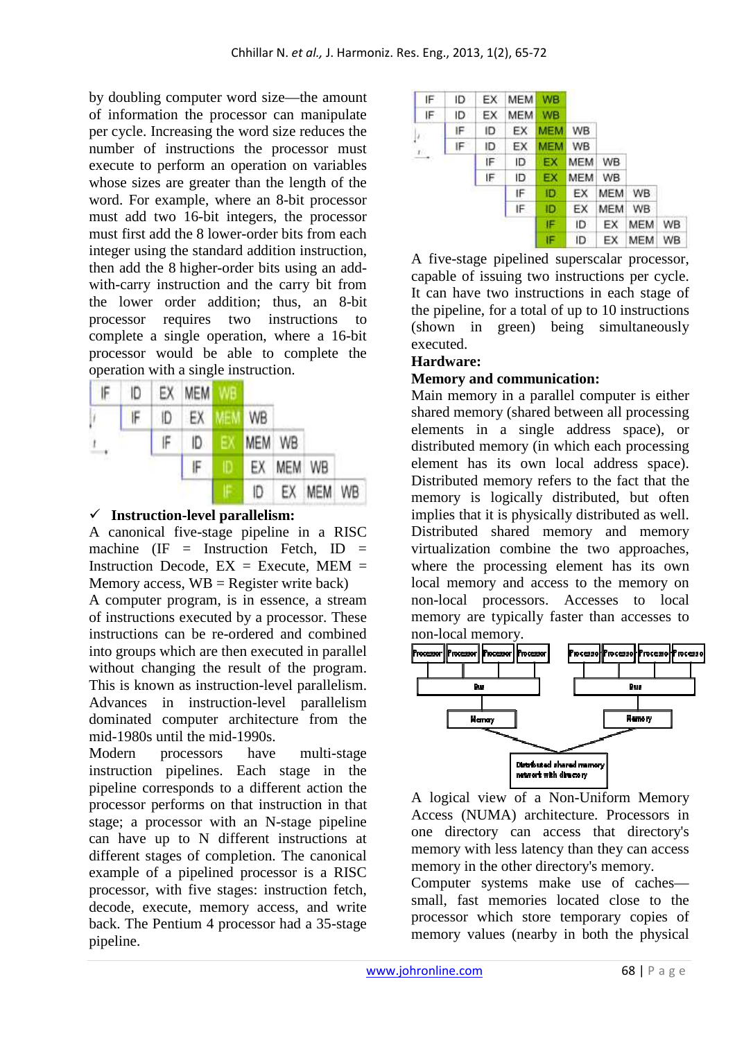by doubling computer word size—the amount of information the processor can manipulate per cycle. Increasing the word size reduces the number of instructions the processor must execute to perform an operation on variables whose sizes are greater than the length of the word. For example, where an 8-bit processor must add two 16-bit integers, the processor must first add the 8 lower-order bits from each integer using the standard addition instruction, then add the 8 higher-order bits using an add-with-carry instruction and the carry bit from the lower order addition; thus, an 8-bit processor requires two instructions to complete a single operation, where a 16-bit processor would be able to complete the operation with a single instruction.

| | | | | | | | | |
|---|---|---|---|---|---|---|---|---|
| IF | ID | EX | MEM | WB | | | | |
| | IF | ID | EX | MEM | WB | | | |
| | | IF | ID | EX | MEM | WB | | |
| | | | IF | ID | EX | MEM | WB | |
| | | | | IF | ID | EX | MEM | WB |

- ✓ **Instruction-level parallelism:**

A canonical five-stage pipeline in a RISC machine (IF = Instruction Fetch, ID = Instruction Decode, EX = Execute, MEM = Memory access, WB = Register write back)

A computer program, is in essence, a stream of instructions executed by a processor. These instructions can be re-ordered and combined into groups which are then executed in parallel without changing the result of the program. This is known as instruction-level parallelism. Advances in instruction-level parallelism dominated computer architecture from the mid-1980s until the mid-1990s.

Modern processors have multi-stage instruction pipelines. Each stage in the pipeline corresponds to a different action the processor performs on that instruction in that stage; a processor with an N-stage pipeline can have up to N different instructions at different stages of completion. The canonical example of a pipelined processor is a RISC processor, with five stages: instruction fetch, decode, execute, memory access, and write back. The Pentium 4 processor had a 35-stage pipeline.

| | | | | | | | | |
|---|---|---|---|---|---|---|---|---|
| IF | ID | EX | MEM | WB | | | | |
| IF | ID | EX | MEM | WB | | | | |
| | IF | ID | EX | MEM | WB | | | |
| | IF | ID | EX | MEM | WB | | | |
| | | IF | ID | EX | MEM | WB | | |
| | | IF | ID | EX | MEM | WB | | |
| | | | IF | ID | EX | MEM | WB | |
| | | | IF | ID | EX | MEM | WB | |
| | | | | IF | ID | EX | MEM | WB |
| | | | | IF | ID | EX | MEM | WB |

A five-stage pipelined superscalar processor, capable of issuing two instructions per cycle. It can have two instructions in each stage of the pipeline, for a total of up to 10 instructions (shown in green) being simultaneously executed.

**Hardware:**

**Memory and communication:**

Main memory in a parallel computer is either shared memory (shared between all processing elements in a single address space), or distributed memory (in which each processing element has its own local address space). Distributed memory refers to the fact that the memory is logically distributed, but often implies that it is physically distributed as well. Distributed shared memory and memory virtualization combine the two approaches, where the processing element has its own local memory and access to the memory on non-local processors. Accesses to local memory are typically faster than accesses to non-local memory.

A logical view of a Non-Uniform Memory Access (NUMA) architecture. Processors in one directory can access that directory's memory with less latency than they can access memory in the other directory's memory.

Computer systems make use of caches—small, fast memories located close to the processor which store temporary copies of memory values (nearby in both the physical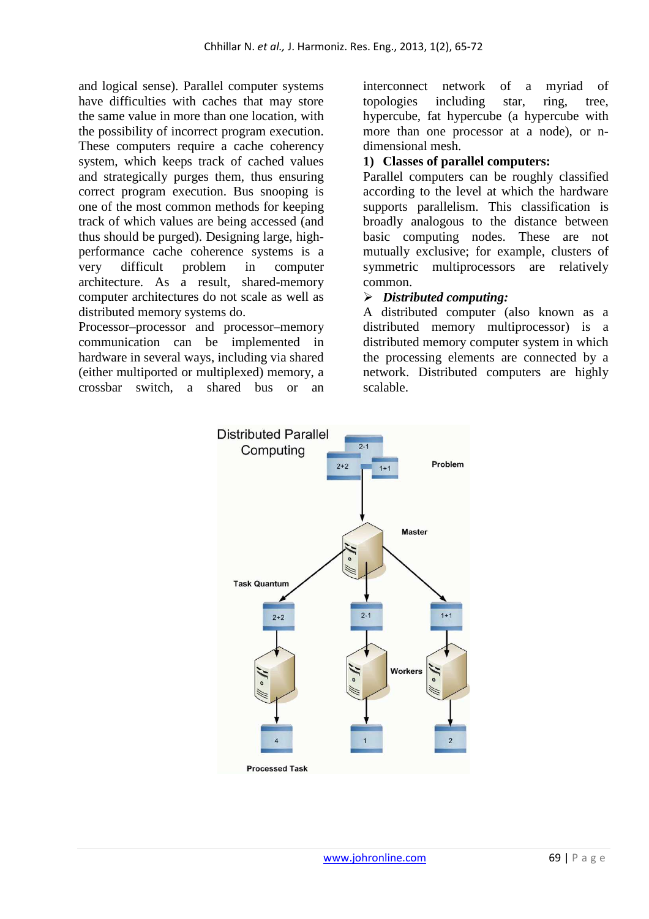and logical sense). Parallel computer systems have difficulties with caches that may store the same value in more than one location, with the possibility of incorrect program execution. These computers require a cache coherency system, which keeps track of cached values and strategically purges them, thus ensuring correct program execution. Bus snooping is one of the most common methods for keeping track of which values are being accessed (and thus should be purged). Designing large, high-performance cache coherence systems is a very difficult problem in computer architecture. As a result, shared-memory computer architectures do not scale as well as distributed memory systems do.

Processor–processor and processor–memory communication can be implemented in hardware in several ways, including via shared (either multiported or multiplexed) memory, a crossbar switch, a shared bus or an interconnect network of a myriad of topologies including star, ring, tree, hypercube, fat hypercube (a hypercube with more than one processor at a node), or n-dimensional mesh.

**1) Classes of parallel computers:**

Parallel computers can be roughly classified according to the level at which the hardware supports parallelism. This classification is broadly analogous to the distance between basic computing nodes. These are not mutually exclusive; for example, clusters of symmetric multiprocessors are relatively common.

- ***Distributed computing:***

A distributed computer (also known as a distributed memory multiprocessor) is a distributed memory computer system in which the processing elements are connected by a network. Distributed computers are highly scalable.

Distributed Parallel Computing

Problem: 2-1, 2+2, 1+1

Master

Task Quantum: 2+2, 2-1, 1+1

Workers

Processed Task: 4, 1, 2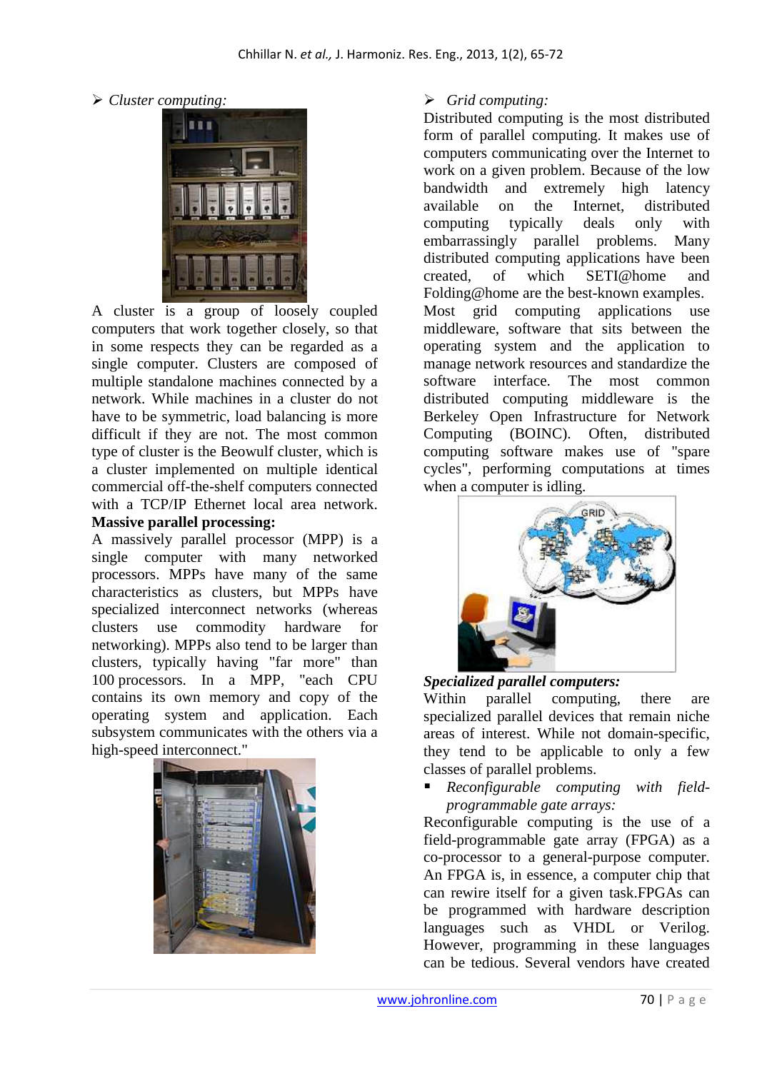➢ *Cluster computing:*

A cluster is a group of loosely coupled computers that work together closely, so that in some respects they can be regarded as a single computer. Clusters are composed of multiple standalone machines connected by a network. While machines in a cluster do not have to be symmetric, load balancing is more difficult if they are not. The most common type of cluster is the Beowulf cluster, which is a cluster implemented on multiple identical commercial off-the-shelf computers connected with a TCP/IP Ethernet local area network.

**Massive parallel processing:**

A massively parallel processor (MPP) is a single computer with many networked processors. MPPs have many of the same characteristics as clusters, but MPPs have specialized interconnect networks (whereas clusters use commodity hardware for networking). MPPs also tend to be larger than clusters, typically having "far more" than 100 processors. In a MPP, "each CPU contains its own memory and copy of the operating system and application. Each subsystem communicates with the others via a high-speed interconnect."

➢ *Grid computing:*

Distributed computing is the most distributed form of parallel computing. It makes use of computers communicating over the Internet to work on a given problem. Because of the low bandwidth and extremely high latency available on the Internet, distributed computing typically deals only with embarrassingly parallel problems. Many distributed computing applications have been created, of which SETI@home and Folding@home are the best-known examples.

Most grid computing applications use middleware, software that sits between the operating system and the application to manage network resources and standardize the software interface. The most common distributed computing middleware is the Berkeley Open Infrastructure for Network Computing (BOINC). Often, distributed computing software makes use of "spare cycles", performing computations at times when a computer is idling.

***Specialized parallel computers:***

Within parallel computing, there are specialized parallel devices that remain niche areas of interest. While not domain-specific, they tend to be applicable to only a few classes of parallel problems.

- *Reconfigurable computing with field-programmable gate arrays:*

Reconfigurable computing is the use of a field-programmable gate array (FPGA) as a co-processor to a general-purpose computer. An FPGA is, in essence, a computer chip that can rewire itself for a given task.FPGAs can be programmed with hardware description languages such as VHDL or Verilog. However, programming in these languages can be tedious. Several vendors have created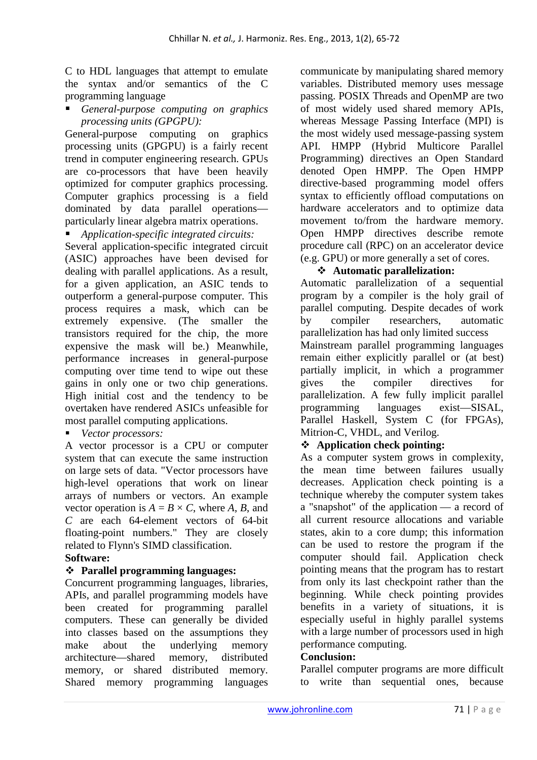C to HDL languages that attempt to emulate the syntax and/or semantics of the C programming language

- *General-purpose computing on graphics processing units (GPGPU):*

General-purpose computing on graphics processing units (GPGPU) is a fairly recent trend in computer engineering research. GPUs are co-processors that have been heavily optimized for computer graphics processing. Computer graphics processing is a field dominated by data parallel operations—particularly linear algebra matrix operations.

- *Application-specific integrated circuits:*

Several application-specific integrated circuit (ASIC) approaches have been devised for dealing with parallel applications. As a result, for a given application, an ASIC tends to outperform a general-purpose computer. This process requires a mask, which can be extremely expensive. (The smaller the transistors required for the chip, the more expensive the mask will be.) Meanwhile, performance increases in general-purpose computing over time tend to wipe out these gains in only one or two chip generations. High initial cost and the tendency to be overtaken have rendered ASICs unfeasible for most parallel computing applications.

- *Vector processors:*

A vector processor is a CPU or computer system that can execute the same instruction on large sets of data. "Vector processors have high-level operations that work on linear arrays of numbers or vectors. An example vector operation is $A = B \times C$, where $A$, $B$, and $C$ are each 64-element vectors of 64-bit floating-point numbers." They are closely related to Flynn's SIMD classification.

**Software:**

### ❖ Parallel programming languages:

Concurrent programming languages, libraries, APIs, and parallel programming models have been created for programming parallel computers. These can generally be divided into classes based on the assumptions they make about the underlying memory architecture—shared memory, distributed memory, or shared distributed memory. Shared memory programming languages communicate by manipulating shared memory variables. Distributed memory uses message passing. POSIX Threads and OpenMP are two of most widely used shared memory APIs, whereas Message Passing Interface (MPI) is the most widely used message-passing system API. HMPP (Hybrid Multicore Parallel Programming) directives an Open Standard denoted Open HMPP. The Open HMPP directive-based programming model offers syntax to efficiently offload computations on hardware accelerators and to optimize data movement to/from the hardware memory. Open HMPP directives describe remote procedure call (RPC) on an accelerator device (e.g. GPU) or more generally a set of cores.

### ❖ Automatic parallelization:

Automatic parallelization of a sequential program by a compiler is the holy grail of parallel computing. Despite decades of work by compiler researchers, automatic parallelization has had only limited success

Mainstream parallel programming languages remain either explicitly parallel or (at best) partially implicit, in which a programmer gives the compiler directives for parallelization. A few fully implicit parallel programming languages exist—SISAL, Parallel Haskell, System C (for FPGAs), Mitrion-C, VHDL, and Verilog.

### ❖ Application check pointing:

As a computer system grows in complexity, the mean time between failures usually decreases. Application check pointing is a technique whereby the computer system takes a "snapshot" of the application — a record of all current resource allocations and variable states, akin to a core dump; this information can be used to restore the program if the computer should fail. Application check pointing means that the program has to restart from only its last checkpoint rather than the beginning. While check pointing provides benefits in a variety of situations, it is especially useful in highly parallel systems with a large number of processors used in high performance computing.

**Conclusion:**

Parallel computer programs are more difficult to write than sequential ones, because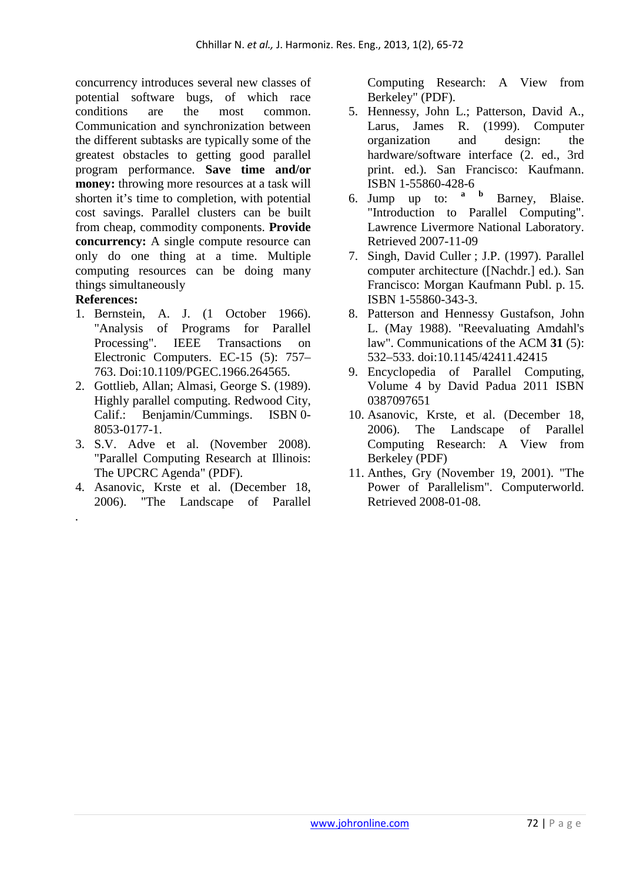concurrency introduces several new classes of potential software bugs, of which race conditions are the most common. Communication and synchronization between the different subtasks are typically some of the greatest obstacles to getting good parallel program performance. **Save time and/or money:** throwing more resources at a task will shorten it's time to completion, with potential cost savings. Parallel clusters can be built from cheap, commodity components. **Provide concurrency:** A single compute resource can only do one thing at a time. Multiple computing resources can be doing many things simultaneously

**References:**

1. Bernstein, A. J. (1 October 1966). "Analysis of Programs for Parallel Processing". IEEE Transactions on Electronic Computers. EC-15 (5): 757–763. Doi:10.1109/PGEC.1966.264565.
2. Gottlieb, Allan; Almasi, George S. (1989). Highly parallel computing. Redwood City, Calif.: Benjamin/Cummings. ISBN 0-8053-0177-1.
3. S.V. Adve et al. (November 2008). "Parallel Computing Research at Illinois: The UPCRC Agenda" (PDF).
4. Asanovic, Krste et al. (December 18, 2006). "The Landscape of Parallel Computing Research: A View from Berkeley" (PDF).
5. Hennessy, John L.; Patterson, David A., Larus, James R. (1999). Computer organization and design: the hardware/software interface (2. ed., 3rd print. ed.). San Francisco: Kaufmann. ISBN 1-55860-428-6
6. Jump up to: [a] [b] Barney, Blaise. "Introduction to Parallel Computing". Lawrence Livermore National Laboratory. Retrieved 2007-11-09
7. Singh, David Culler ; J.P. (1997). Parallel computer architecture ([Nachdr.] ed.). San Francisco: Morgan Kaufmann Publ. p. 15. ISBN 1-55860-343-3.
8. Patterson and Hennessy Gustafson, John L. (May 1988). "Reevaluating Amdahl's law". Communications of the ACM **31** (5): 532–533. doi:10.1145/42411.42415
9. Encyclopedia of Parallel Computing, Volume 4 by David Padua 2011 ISBN 0387097651
10. Asanovic, Krste, et al. (December 18, 2006). The Landscape of Parallel Computing Research: A View from Berkeley (PDF)
11. Anthes, Gry (November 19, 2001). "The Power of Parallelism". Computerworld. Retrieved 2008-01-08.